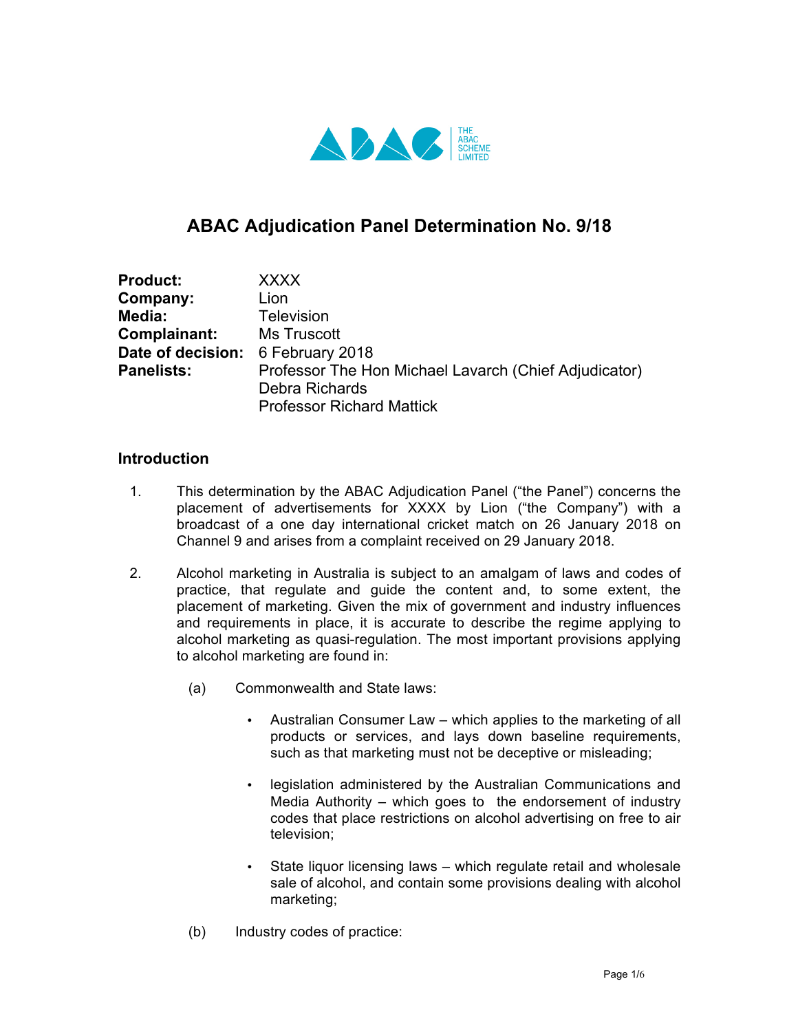# ABAC Adjudication Panel Determination No. 9/18

| | |
|---|---|
| **Product:** | XXXX |
| **Company:** | Lion |
| **Media:** | Television |
| **Complainant:** | Ms Truscott |
| **Date of decision:** | 6 February 2018 |
| **Panelists:** | Professor The Hon Michael Lavarch (Chief Adjudicator)<br>Debra Richards<br>Professor Richard Mattick |

## Introduction

1. This determination by the ABAC Adjudication Panel ("the Panel") concerns the placement of advertisements for XXXX by Lion ("the Company") with a broadcast of a one day international cricket match on 26 January 2018 on Channel 9 and arises from a complaint received on 29 January 2018.

2. Alcohol marketing in Australia is subject to an amalgam of laws and codes of practice, that regulate and guide the content and, to some extent, the placement of marketing. Given the mix of government and industry influences and requirements in place, it is accurate to describe the regime applying to alcohol marketing as quasi-regulation. The most important provisions applying to alcohol marketing are found in:

   (a) Commonwealth and State laws:

   - Australian Consumer Law – which applies to the marketing of all products or services, and lays down baseline requirements, such as that marketing must not be deceptive or misleading;
   - legislation administered by the Australian Communications and Media Authority – which goes to the endorsement of industry codes that place restrictions on alcohol advertising on free to air television;
   - State liquor licensing laws – which regulate retail and wholesale sale of alcohol, and contain some provisions dealing with alcohol marketing;

   (b) Industry codes of practice: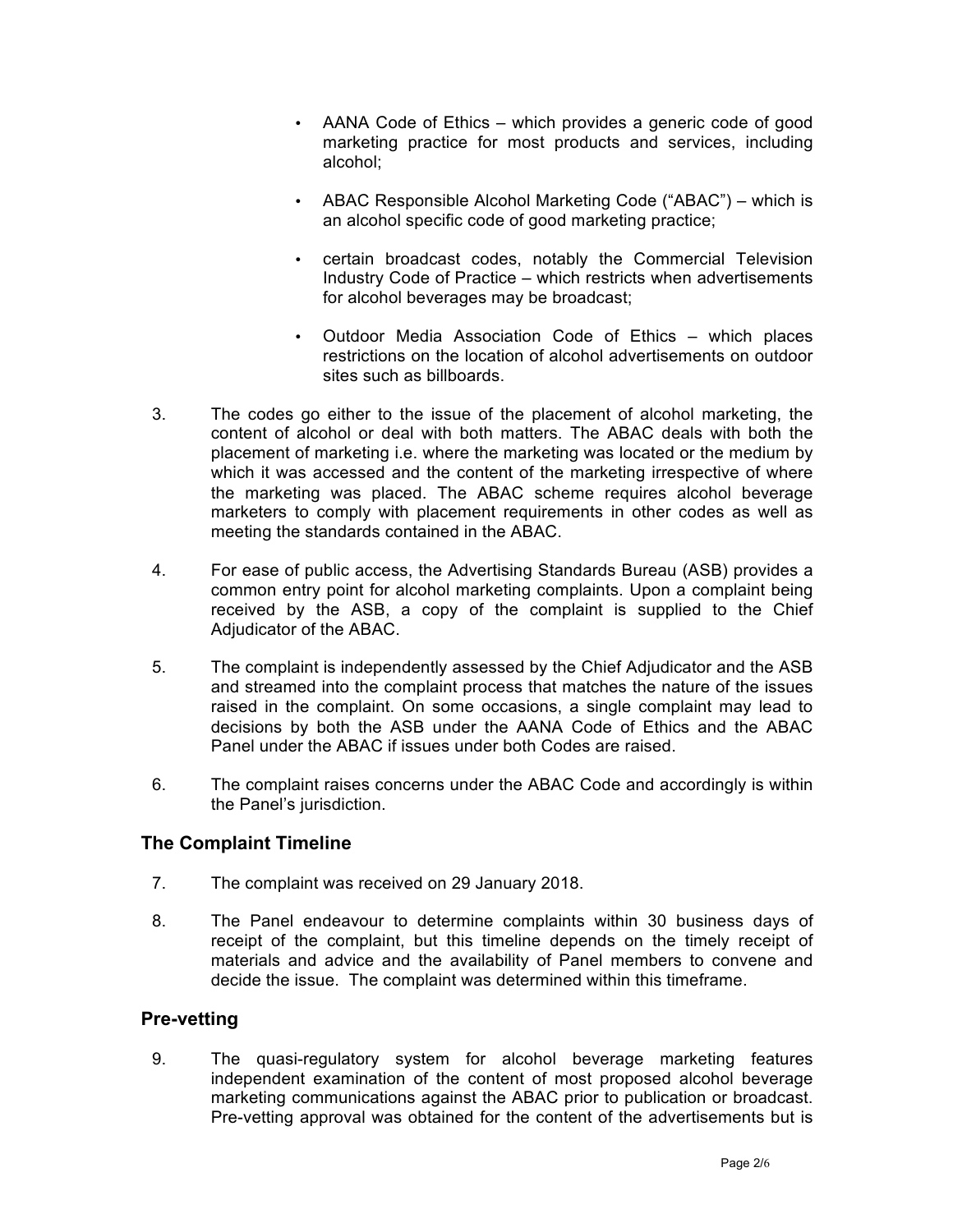- AANA Code of Ethics – which provides a generic code of good marketing practice for most products and services, including alcohol;
- ABAC Responsible Alcohol Marketing Code ("ABAC") – which is an alcohol specific code of good marketing practice;
- certain broadcast codes, notably the Commercial Television Industry Code of Practice – which restricts when advertisements for alcohol beverages may be broadcast;
- Outdoor Media Association Code of Ethics – which places restrictions on the location of alcohol advertisements on outdoor sites such as billboards.

3. The codes go either to the issue of the placement of alcohol marketing, the content of alcohol or deal with both matters. The ABAC deals with both the placement of marketing i.e. where the marketing was located or the medium by which it was accessed and the content of the marketing irrespective of where the marketing was placed. The ABAC scheme requires alcohol beverage marketers to comply with placement requirements in other codes as well as meeting the standards contained in the ABAC.

4. For ease of public access, the Advertising Standards Bureau (ASB) provides a common entry point for alcohol marketing complaints. Upon a complaint being received by the ASB, a copy of the complaint is supplied to the Chief Adjudicator of the ABAC.

5. The complaint is independently assessed by the Chief Adjudicator and the ASB and streamed into the complaint process that matches the nature of the issues raised in the complaint. On some occasions, a single complaint may lead to decisions by both the ASB under the AANA Code of Ethics and the ABAC Panel under the ABAC if issues under both Codes are raised.

6. The complaint raises concerns under the ABAC Code and accordingly is within the Panel's jurisdiction.

## The Complaint Timeline

7. The complaint was received on 29 January 2018.

8. The Panel endeavour to determine complaints within 30 business days of receipt of the complaint, but this timeline depends on the timely receipt of materials and advice and the availability of Panel members to convene and decide the issue. The complaint was determined within this timeframe.

## Pre-vetting

9. The quasi-regulatory system for alcohol beverage marketing features independent examination of the content of most proposed alcohol beverage marketing communications against the ABAC prior to publication or broadcast. Pre-vetting approval was obtained for the content of the advertisements but is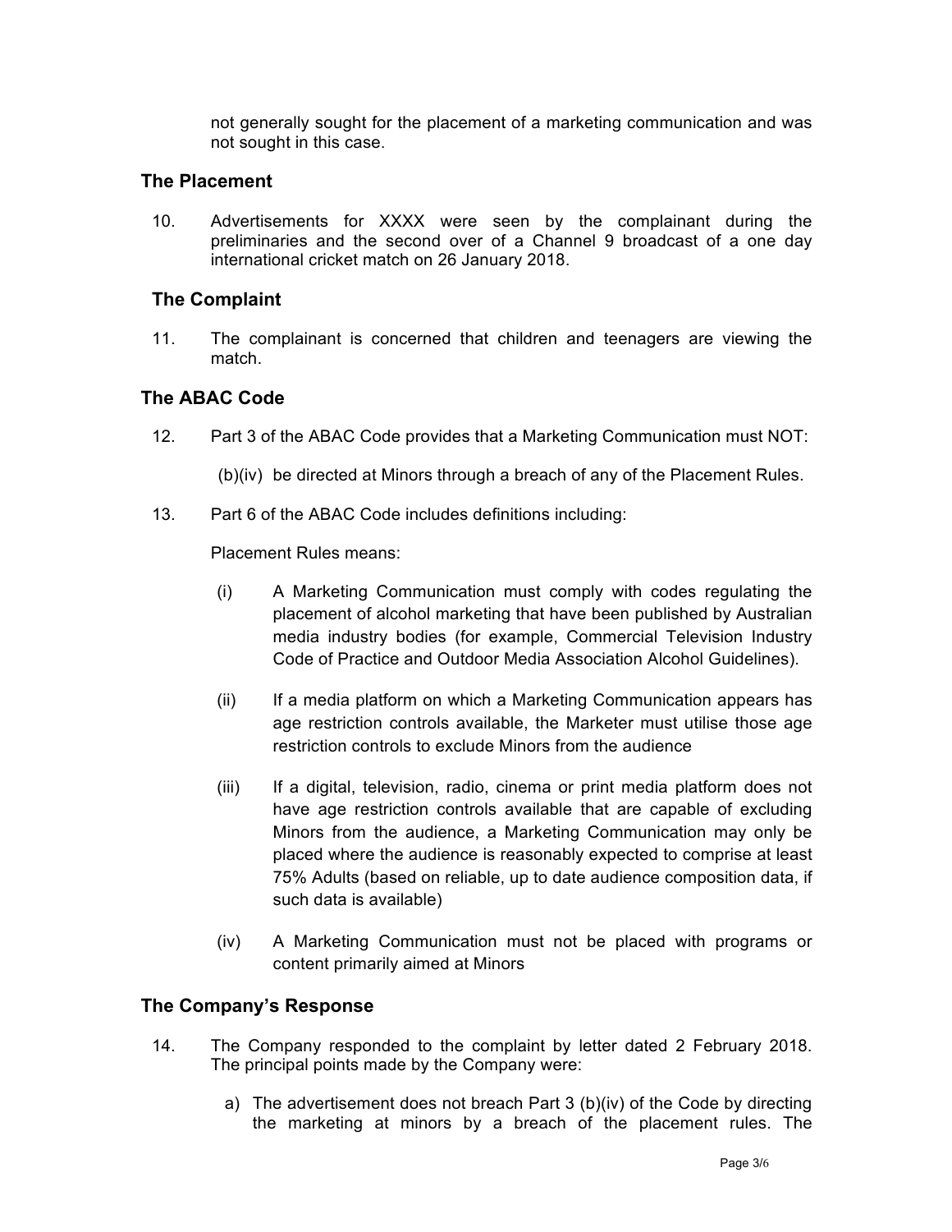not generally sought for the placement of a marketing communication and was not sought in this case.

## The Placement

10. Advertisements for XXXX were seen by the complainant during the preliminaries and the second over of a Channel 9 broadcast of a one day international cricket match on 26 January 2018.

## The Complaint

11. The complainant is concerned that children and teenagers are viewing the match.

## The ABAC Code

12. Part 3 of the ABAC Code provides that a Marketing Communication must NOT:

    (b)(iv) be directed at Minors through a breach of any of the Placement Rules.

13. Part 6 of the ABAC Code includes definitions including:

    Placement Rules means:

    (i) A Marketing Communication must comply with codes regulating the placement of alcohol marketing that have been published by Australian media industry bodies (for example, Commercial Television Industry Code of Practice and Outdoor Media Association Alcohol Guidelines).

    (ii) If a media platform on which a Marketing Communication appears has age restriction controls available, the Marketer must utilise those age restriction controls to exclude Minors from the audience

    (iii) If a digital, television, radio, cinema or print media platform does not have age restriction controls available that are capable of excluding Minors from the audience, a Marketing Communication may only be placed where the audience is reasonably expected to comprise at least 75% Adults (based on reliable, up to date audience composition data, if such data is available)

    (iv) A Marketing Communication must not be placed with programs or content primarily aimed at Minors

## The Company's Response

14. The Company responded to the complaint by letter dated 2 February 2018. The principal points made by the Company were:

    a) The advertisement does not breach Part 3 (b)(iv) of the Code by directing the marketing at minors by a breach of the placement rules. The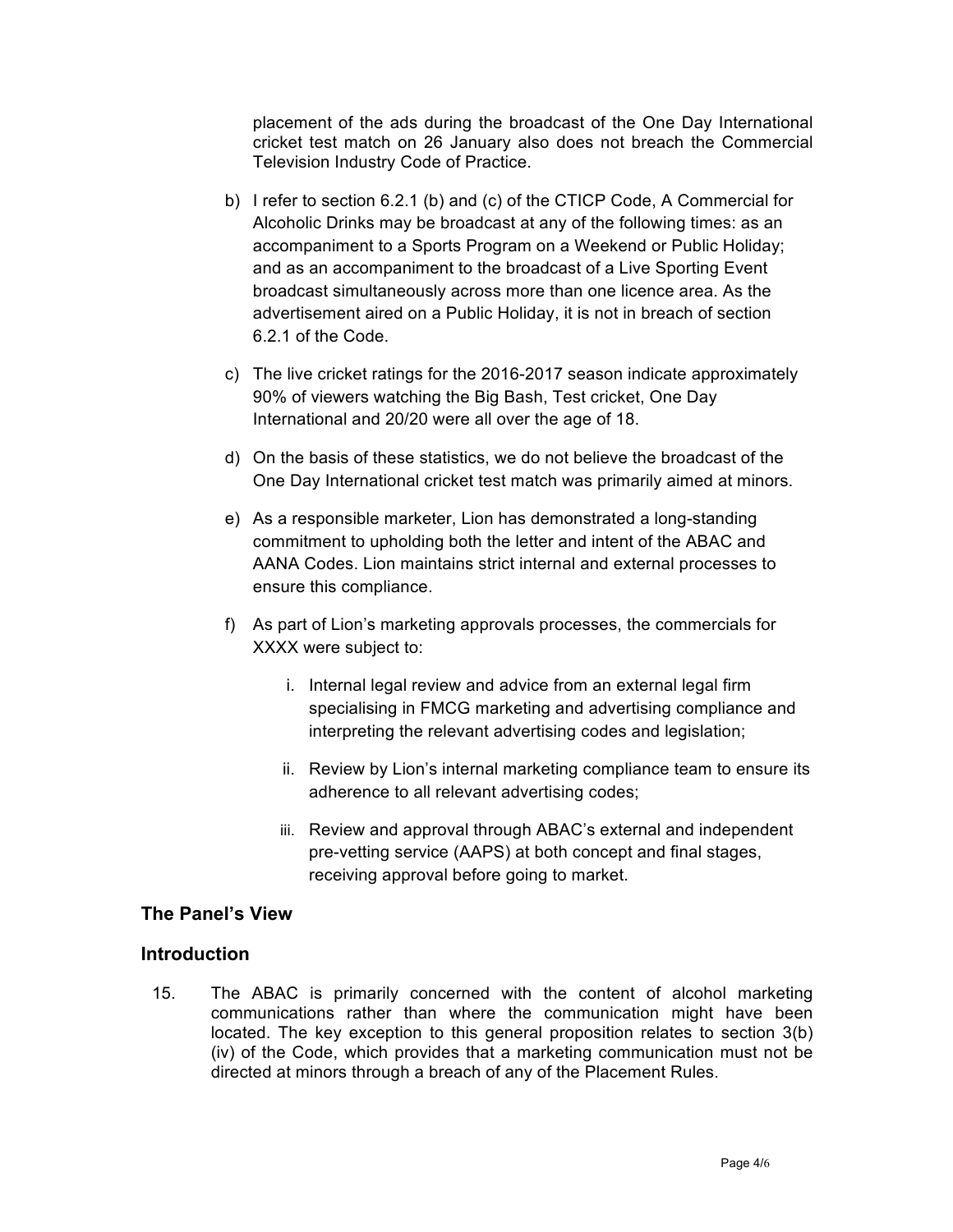placement of the ads during the broadcast of the One Day International cricket test match on 26 January also does not breach the Commercial Television Industry Code of Practice.

b) I refer to section 6.2.1 (b) and (c) of the CTICP Code, A Commercial for Alcoholic Drinks may be broadcast at any of the following times: as an accompaniment to a Sports Program on a Weekend or Public Holiday; and as an accompaniment to the broadcast of a Live Sporting Event broadcast simultaneously across more than one licence area. As the advertisement aired on a Public Holiday, it is not in breach of section 6.2.1 of the Code.

c) The live cricket ratings for the 2016-2017 season indicate approximately 90% of viewers watching the Big Bash, Test cricket, One Day International and 20/20 were all over the age of 18.

d) On the basis of these statistics, we do not believe the broadcast of the One Day International cricket test match was primarily aimed at minors.

e) As a responsible marketer, Lion has demonstrated a long-standing commitment to upholding both the letter and intent of the ABAC and AANA Codes. Lion maintains strict internal and external processes to ensure this compliance.

f) As part of Lion's marketing approvals processes, the commercials for XXXX were subject to:

   i. Internal legal review and advice from an external legal firm specialising in FMCG marketing and advertising compliance and interpreting the relevant advertising codes and legislation;

   ii. Review by Lion's internal marketing compliance team to ensure its adherence to all relevant advertising codes;

   iii. Review and approval through ABAC's external and independent pre-vetting service (AAPS) at both concept and final stages, receiving approval before going to market.

## The Panel's View

## Introduction

15. The ABAC is primarily concerned with the content of alcohol marketing communications rather than where the communication might have been located. The key exception to this general proposition relates to section 3(b) (iv) of the Code, which provides that a marketing communication must not be directed at minors through a breach of any of the Placement Rules.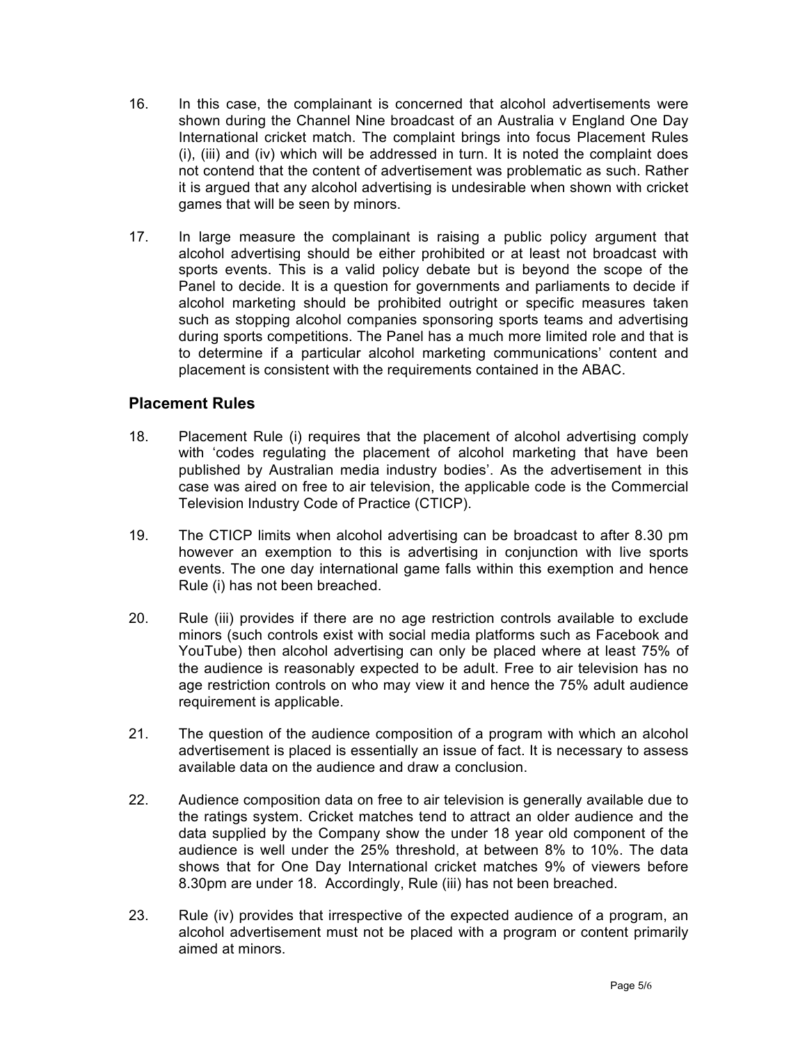16. In this case, the complainant is concerned that alcohol advertisements were shown during the Channel Nine broadcast of an Australia v England One Day International cricket match. The complaint brings into focus Placement Rules (i), (iii) and (iv) which will be addressed in turn. It is noted the complaint does not contend that the content of advertisement was problematic as such. Rather it is argued that any alcohol advertising is undesirable when shown with cricket games that will be seen by minors.

17. In large measure the complainant is raising a public policy argument that alcohol advertising should be either prohibited or at least not broadcast with sports events. This is a valid policy debate but is beyond the scope of the Panel to decide. It is a question for governments and parliaments to decide if alcohol marketing should be prohibited outright or specific measures taken such as stopping alcohol companies sponsoring sports teams and advertising during sports competitions. The Panel has a much more limited role and that is to determine if a particular alcohol marketing communications' content and placement is consistent with the requirements contained in the ABAC.

## Placement Rules

18. Placement Rule (i) requires that the placement of alcohol advertising comply with 'codes regulating the placement of alcohol marketing that have been published by Australian media industry bodies'. As the advertisement in this case was aired on free to air television, the applicable code is the Commercial Television Industry Code of Practice (CTICP).

19. The CTICP limits when alcohol advertising can be broadcast to after 8.30 pm however an exemption to this is advertising in conjunction with live sports events. The one day international game falls within this exemption and hence Rule (i) has not been breached.

20. Rule (iii) provides if there are no age restriction controls available to exclude minors (such controls exist with social media platforms such as Facebook and YouTube) then alcohol advertising can only be placed where at least 75% of the audience is reasonably expected to be adult. Free to air television has no age restriction controls on who may view it and hence the 75% adult audience requirement is applicable.

21. The question of the audience composition of a program with which an alcohol advertisement is placed is essentially an issue of fact. It is necessary to assess available data on the audience and draw a conclusion.

22. Audience composition data on free to air television is generally available due to the ratings system. Cricket matches tend to attract an older audience and the data supplied by the Company show the under 18 year old component of the audience is well under the 25% threshold, at between 8% to 10%. The data shows that for One Day International cricket matches 9% of viewers before 8.30pm are under 18. Accordingly, Rule (iii) has not been breached.

23. Rule (iv) provides that irrespective of the expected audience of a program, an alcohol advertisement must not be placed with a program or content primarily aimed at minors.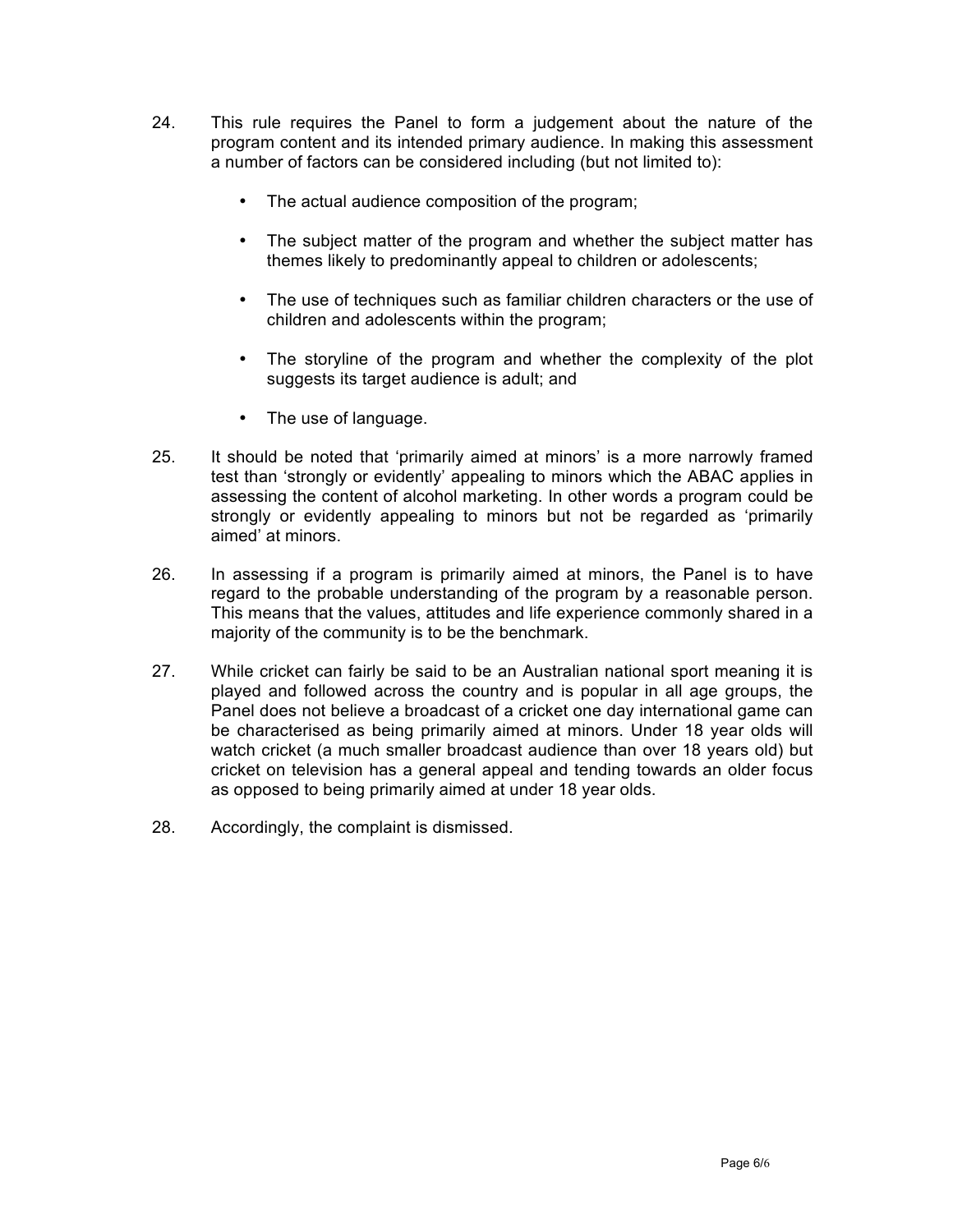24. This rule requires the Panel to form a judgement about the nature of the program content and its intended primary audience. In making this assessment a number of factors can be considered including (but not limited to):

    - The actual audience composition of the program;
    - The subject matter of the program and whether the subject matter has themes likely to predominantly appeal to children or adolescents;
    - The use of techniques such as familiar children characters or the use of children and adolescents within the program;
    - The storyline of the program and whether the complexity of the plot suggests its target audience is adult; and
    - The use of language.

25. It should be noted that 'primarily aimed at minors' is a more narrowly framed test than 'strongly or evidently' appealing to minors which the ABAC applies in assessing the content of alcohol marketing. In other words a program could be strongly or evidently appealing to minors but not be regarded as 'primarily aimed' at minors.

26. In assessing if a program is primarily aimed at minors, the Panel is to have regard to the probable understanding of the program by a reasonable person. This means that the values, attitudes and life experience commonly shared in a majority of the community is to be the benchmark.

27. While cricket can fairly be said to be an Australian national sport meaning it is played and followed across the country and is popular in all age groups, the Panel does not believe a broadcast of a cricket one day international game can be characterised as being primarily aimed at minors. Under 18 year olds will watch cricket (a much smaller broadcast audience than over 18 years old) but cricket on television has a general appeal and tending towards an older focus as opposed to being primarily aimed at under 18 year olds.

28. Accordingly, the complaint is dismissed.